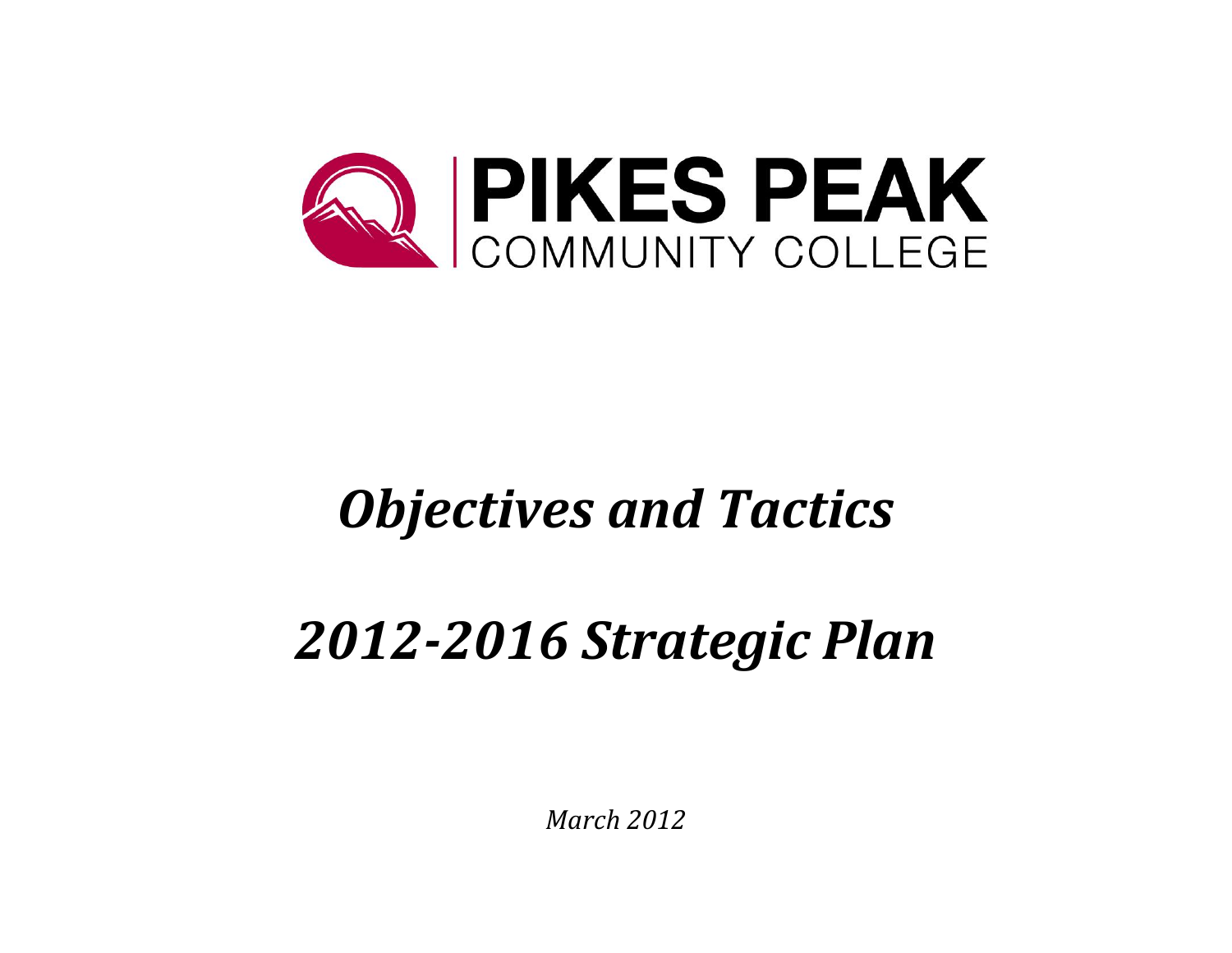# PIKES PEAK COMMUNITY COLLEGE

# *Objectives and Tactics*

# *2012-2016 Strategic Plan*

*March 2012*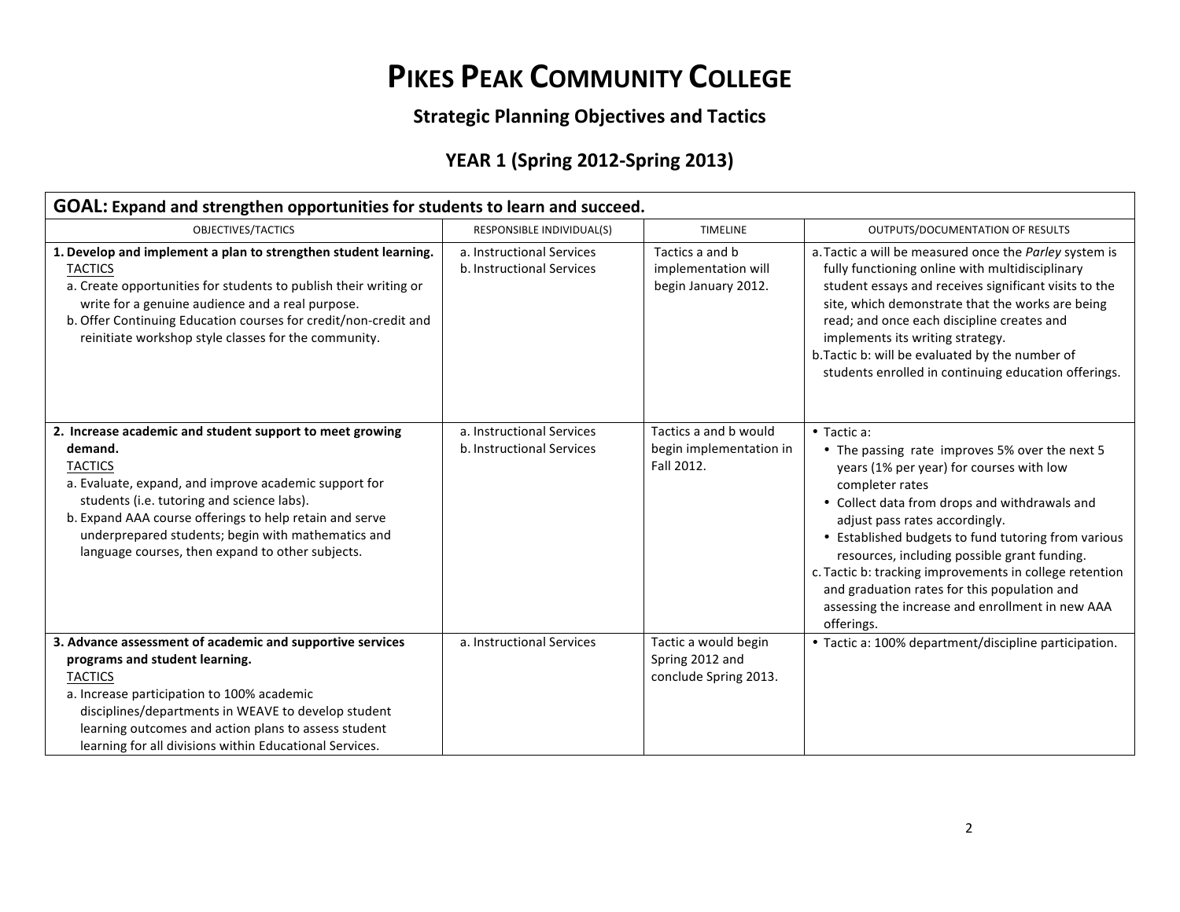# Pikes Peak Community College

## Strategic Planning Objectives and Tactics

### YEAR 1 (Spring 2012-Spring 2013)

**GOAL: Expand and strengthen opportunities for students to learn and succeed.**

| OBJECTIVES/TACTICS | RESPONSIBLE INDIVIDUAL(S) | TIMELINE | OUTPUTS/DOCUMENTATION OF RESULTS |
|---|---|---|---|
| **1. Develop and implement a plan to strengthen student learning.**<br>TACTICS<br>a. Create opportunities for students to publish their writing or write for a genuine audience and a real purpose.<br>b. Offer Continuing Education courses for credit/non-credit and reinitiate workshop style classes for the community. | a. Instructional Services<br>b. Instructional Services | Tactics a and b implementation will begin January 2012. | a. Tactic a will be measured once the *Parley* system is fully functioning online with multidisciplinary student essays and receives significant visits to the site, which demonstrate that the works are being read; and once each discipline creates and implements its writing strategy.<br>b. Tactic b: will be evaluated by the number of students enrolled in continuing education offerings. |
| **2. Increase academic and student support to meet growing demand.**<br>TACTICS<br>a. Evaluate, expand, and improve academic support for students (i.e. tutoring and science labs).<br>b. Expand AAA course offerings to help retain and serve underprepared students; begin with mathematics and language courses, then expand to other subjects. | a. Instructional Services<br>b. Instructional Services | Tactics a and b would begin implementation in Fall 2012. | • Tactic a:<br>• The passing rate improves 5% over the next 5 years (1% per year) for courses with low completer rates<br>• Collect data from drops and withdrawals and adjust pass rates accordingly.<br>• Established budgets to fund tutoring from various resources, including possible grant funding.<br>c. Tactic b: tracking improvements in college retention and graduation rates for this population and assessing the increase and enrollment in new AAA offerings. |
| **3. Advance assessment of academic and supportive services programs and student learning.**<br>TACTICS<br>a. Increase participation to 100% academic disciplines/departments in WEAVE to develop student learning outcomes and action plans to assess student learning for all divisions within Educational Services. | a. Instructional Services | Tactic a would begin Spring 2012 and conclude Spring 2013. | • Tactic a: 100% department/discipline participation. |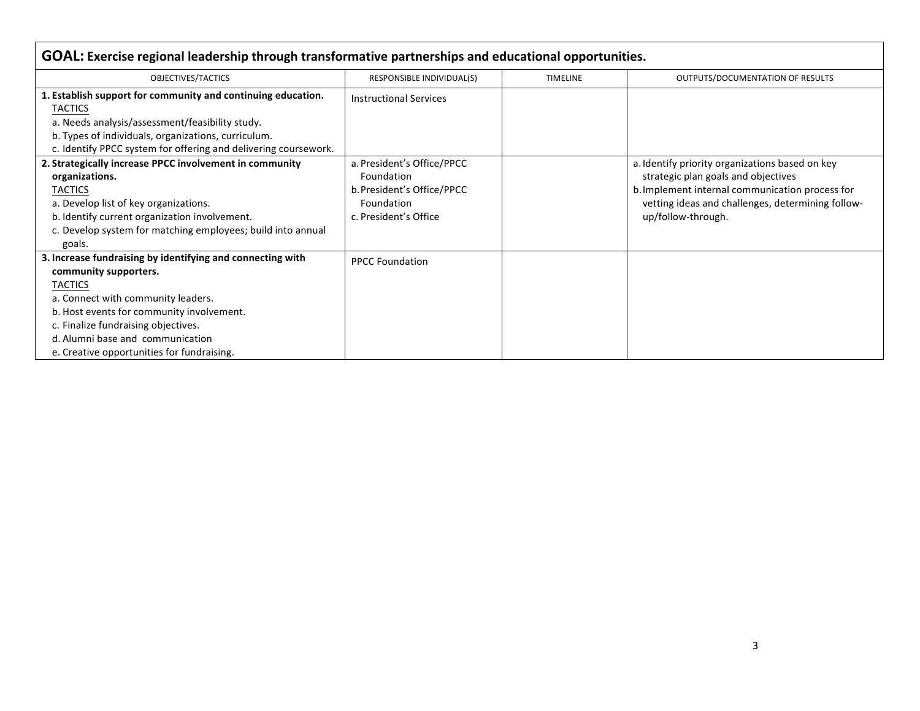## GOAL: Exercise regional leadership through transformative partnerships and educational opportunities.

| OBJECTIVES/TACTICS | RESPONSIBLE INDIVIDUAL(S) | TIMELINE | OUTPUTS/DOCUMENTATION OF RESULTS |
|---|---|---|---|
| **1. Establish support for community and continuing education.**<br>TACTICS<br>a. Needs analysis/assessment/feasibility study.<br>b. Types of individuals, organizations, curriculum.<br>c. Identify PPCC system for offering and delivering coursework. | Instructional Services | | |
| **2. Strategically increase PPCC involvement in community organizations.**<br>TACTICS<br>a. Develop list of key organizations.<br>b. Identify current organization involvement.<br>c. Develop system for matching employees; build into annual goals. | a. President's Office/PPCC Foundation<br>b. President's Office/PPCC Foundation<br>c. President's Office | | a. Identify priority organizations based on key strategic plan goals and objectives<br>b. Implement internal communication process for vetting ideas and challenges, determining follow-up/follow-through. |
| **3. Increase fundraising by identifying and connecting with community supporters.**<br>TACTICS<br>a. Connect with community leaders.<br>b. Host events for community involvement.<br>c. Finalize fundraising objectives.<br>d. Alumni base and communication<br>e. Creative opportunities for fundraising. | PPCC Foundation | | |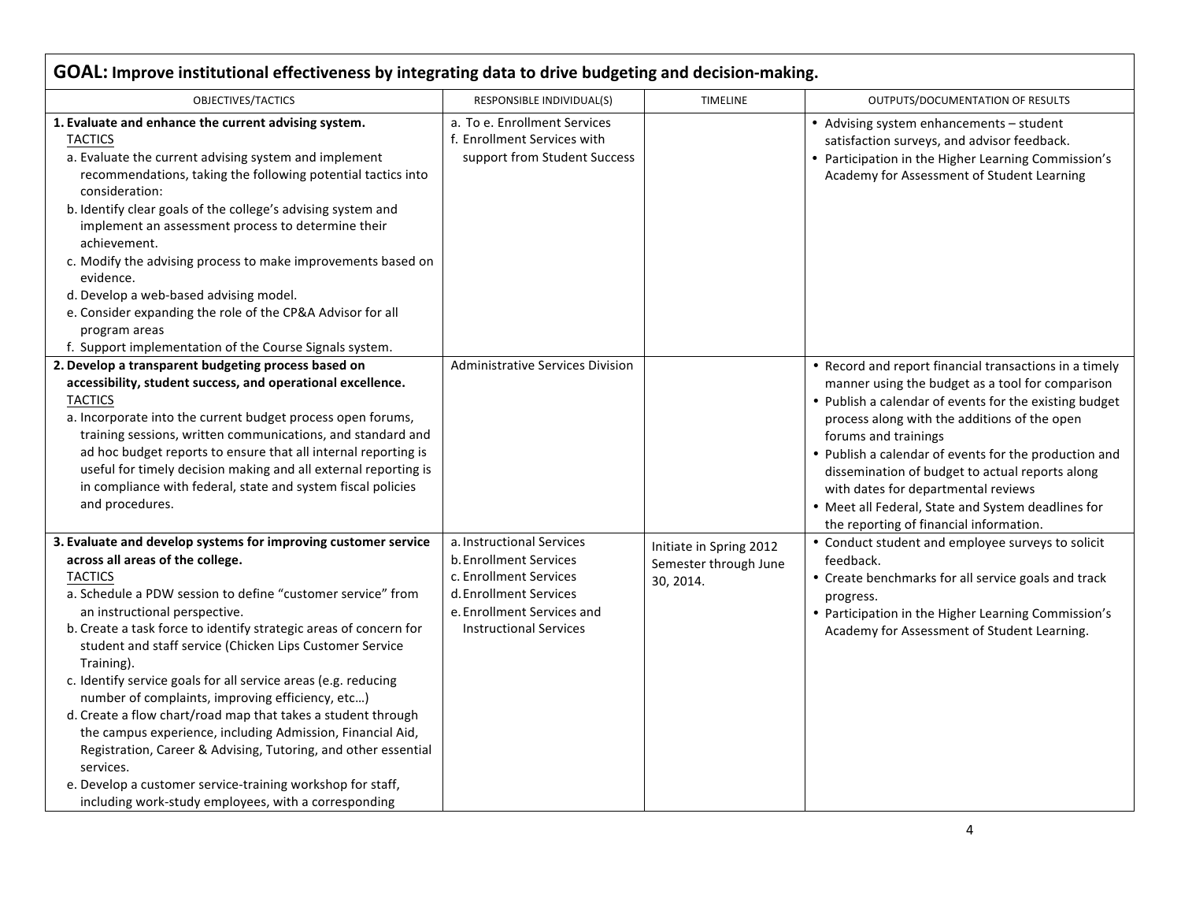## GOAL: Improve institutional effectiveness by integrating data to drive budgeting and decision-making.

| OBJECTIVES/TACTICS | RESPONSIBLE INDIVIDUAL(S) | TIMELINE | OUTPUTS/DOCUMENTATION OF RESULTS |
|---|---|---|---|
| **1. Evaluate and enhance the current advising system.**<br>TACTICS<br>a. Evaluate the current advising system and implement recommendations, taking the following potential tactics into consideration:<br>b. Identify clear goals of the college's advising system and implement an assessment process to determine their achievement.<br>c. Modify the advising process to make improvements based on evidence.<br>d. Develop a web-based advising model.<br>e. Consider expanding the role of the CP&A Advisor for all program areas<br>f. Support implementation of the Course Signals system. | a. To e. Enrollment Services<br>f. Enrollment Services with support from Student Success | | • Advising system enhancements – student satisfaction surveys, and advisor feedback.<br>• Participation in the Higher Learning Commission's Academy for Assessment of Student Learning |
| **2. Develop a transparent budgeting process based on accessibility, student success, and operational excellence.**<br>TACTICS<br>a. Incorporate into the current budget process open forums, training sessions, written communications, and standard and ad hoc budget reports to ensure that all internal reporting is useful for timely decision making and all external reporting is in compliance with federal, state and system fiscal policies and procedures. | Administrative Services Division | | • Record and report financial transactions in a timely manner using the budget as a tool for comparison<br>• Publish a calendar of events for the existing budget process along with the additions of the open forums and trainings<br>• Publish a calendar of events for the production and dissemination of budget to actual reports along with dates for departmental reviews<br>• Meet all Federal, State and System deadlines for the reporting of financial information. |
| **3. Evaluate and develop systems for improving customer service across all areas of the college.**<br>TACTICS<br>a. Schedule a PDW session to define "customer service" from an instructional perspective.<br>b. Create a task force to identify strategic areas of concern for student and staff service (Chicken Lips Customer Service Training).<br>c. Identify service goals for all service areas (e.g. reducing number of complaints, improving efficiency, etc…)<br>d. Create a flow chart/road map that takes a student through the campus experience, including Admission, Financial Aid, Registration, Career & Advising, Tutoring, and other essential services.<br>e. Develop a customer service-training workshop for staff, including work-study employees, with a corresponding | a. Instructional Services<br>b. Enrollment Services<br>c. Enrollment Services<br>d. Enrollment Services<br>e. Enrollment Services and Instructional Services | Initiate in Spring 2012 Semester through June 30, 2014. | • Conduct student and employee surveys to solicit feedback.<br>• Create benchmarks for all service goals and track progress.<br>• Participation in the Higher Learning Commission's Academy for Assessment of Student Learning. |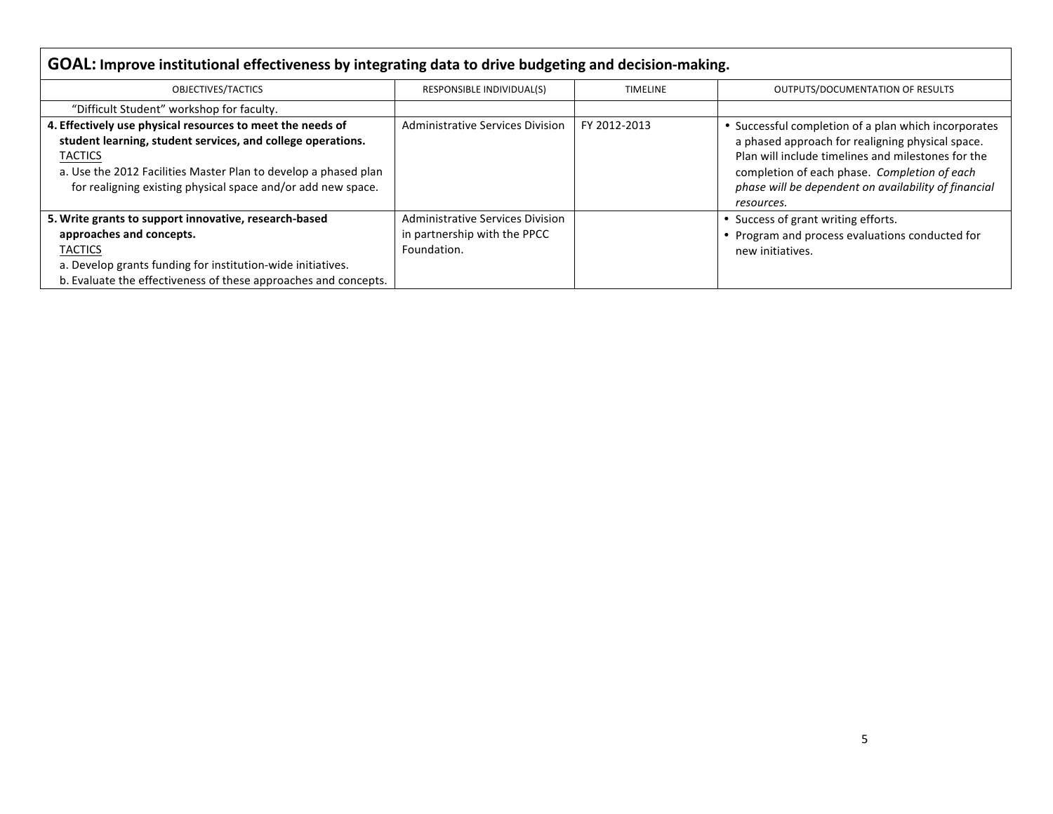| GOAL: Improve institutional effectiveness by integrating data to drive budgeting and decision-making. | | | |
|---|---|---|---|
| OBJECTIVES/TACTICS | RESPONSIBLE INDIVIDUAL(S) | TIMELINE | OUTPUTS/DOCUMENTATION OF RESULTS |
| "Difficult Student" workshop for faculty. | | | |
| **4. Effectively use physical resources to meet the needs of student learning, student services, and college operations.**<br>TACTICS<br>a. Use the 2012 Facilities Master Plan to develop a phased plan for realigning existing physical space and/or add new space. | Administrative Services Division | FY 2012-2013 | • Successful completion of a plan which incorporates a phased approach for realigning physical space. Plan will include timelines and milestones for the completion of each phase. *Completion of each phase will be dependent on availability of financial resources.* |
| **5. Write grants to support innovative, research-based approaches and concepts.**<br>TACTICS<br>a. Develop grants funding for institution-wide initiatives.<br>b. Evaluate the effectiveness of these approaches and concepts. | Administrative Services Division in partnership with the PPCC Foundation. | | • Success of grant writing efforts.<br>• Program and process evaluations conducted for new initiatives. |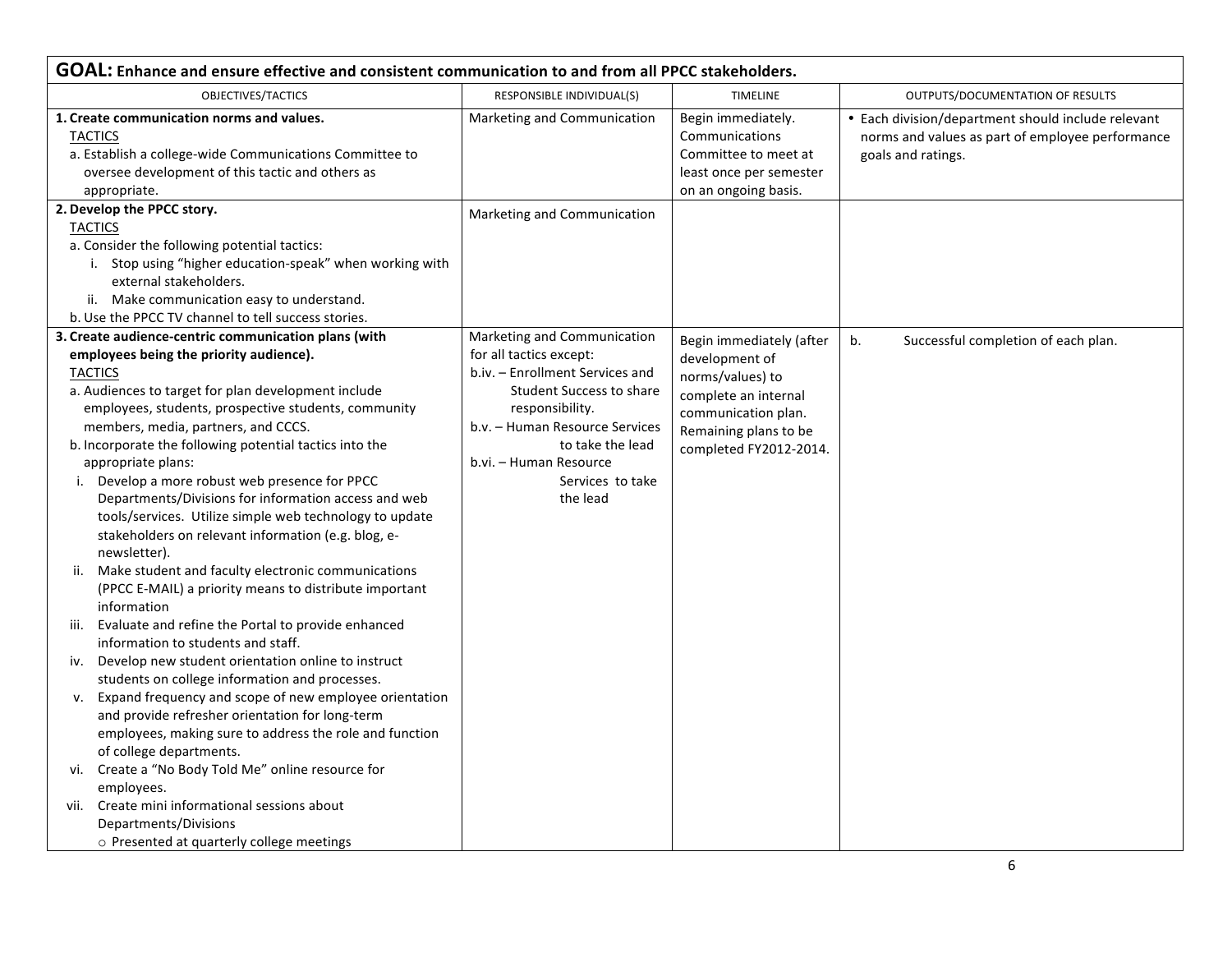| **GOAL: Enhance and ensure effective and consistent communication to and from all PPCC stakeholders.** | | | |
|---|---|---|---|
| OBJECTIVES/TACTICS | RESPONSIBLE INDIVIDUAL(S) | TIMELINE | OUTPUTS/DOCUMENTATION OF RESULTS |
| **1. Create communication norms and values.**<br>TACTICS<br>a. Establish a college-wide Communications Committee to oversee development of this tactic and others as appropriate. | Marketing and Communication | Begin immediately. Communications Committee to meet at least once per semester on an ongoing basis. | • Each division/department should include relevant norms and values as part of employee performance goals and ratings. |
| **2. Develop the PPCC story.**<br>TACTICS<br>a. Consider the following potential tactics:<br>i. Stop using "higher education-speak" when working with external stakeholders.<br>ii. Make communication easy to understand.<br>b. Use the PPCC TV channel to tell success stories. | Marketing and Communication | | |
| **3. Create audience-centric communication plans (with employees being the priority audience).**<br>TACTICS<br>a. Audiences to target for plan development include employees, students, prospective students, community members, media, partners, and CCCS.<br>b. Incorporate the following potential tactics into the appropriate plans:<br>i. Develop a more robust web presence for PPCC Departments/Divisions for information access and web tools/services. Utilize simple web technology to update stakeholders on relevant information (e.g. blog, e-newsletter).<br>ii. Make student and faculty electronic communications (PPCC E-MAIL) a priority means to distribute important information<br>iii. Evaluate and refine the Portal to provide enhanced information to students and staff.<br>iv. Develop new student orientation online to instruct students on college information and processes.<br>v. Expand frequency and scope of new employee orientation and provide refresher orientation for long-term employees, making sure to address the role and function of college departments.<br>vi. Create a "No Body Told Me" online resource for employees.<br>vii. Create mini informational sessions about Departments/Divisions<br>○ Presented at quarterly college meetings | Marketing and Communication for all tactics except:<br>b.iv. – Enrollment Services and Student Success to share responsibility.<br>b.v. – Human Resource Services to take the lead<br>b.vi. – Human Resource Services to take the lead | Begin immediately (after development of norms/values) to complete an internal communication plan. Remaining plans to be completed FY2012-2014. | b. Successful completion of each plan. |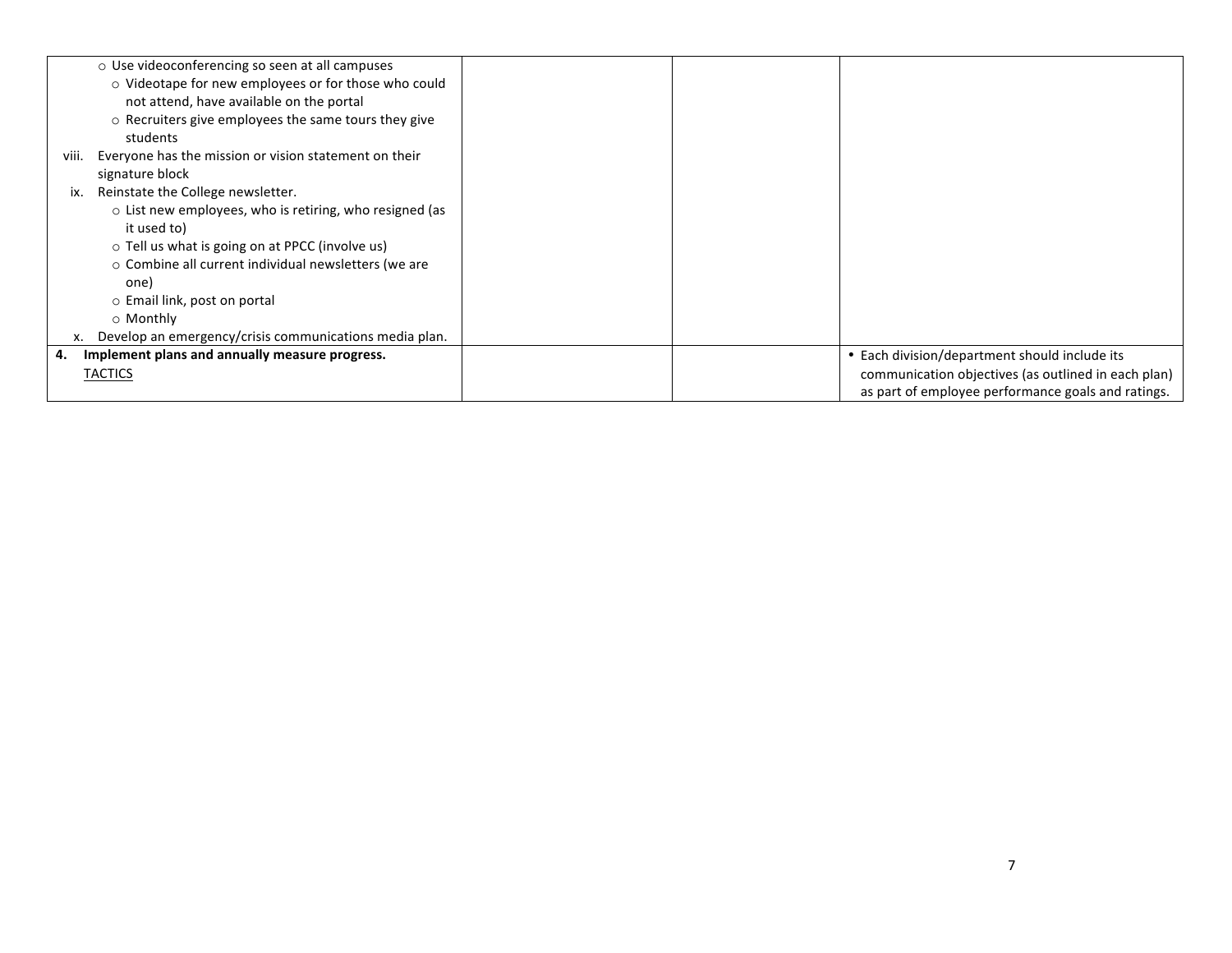| | | | |
|---|---|---|---|
| ○ Use videoconferencing so seen at all campuses<br>○ Videotape for new employees or for those who could not attend, have available on the portal<br>○ Recruiters give employees the same tours they give students<br>viii. Everyone has the mission or vision statement on their signature block<br>ix. Reinstate the College newsletter.<br>○ List new employees, who is retiring, who resigned (as it used to)<br>○ Tell us what is going on at PPCC (involve us)<br>○ Combine all current individual newsletters (we are one)<br>○ Email link, post on portal<br>○ Monthly<br>x. Develop an emergency/crisis communications media plan. | | | |
| **4. Implement plans and annually measure progress.**<br><u>TACTICS</u> | | | • Each division/department should include its communication objectives (as outlined in each plan) as part of employee performance goals and ratings. |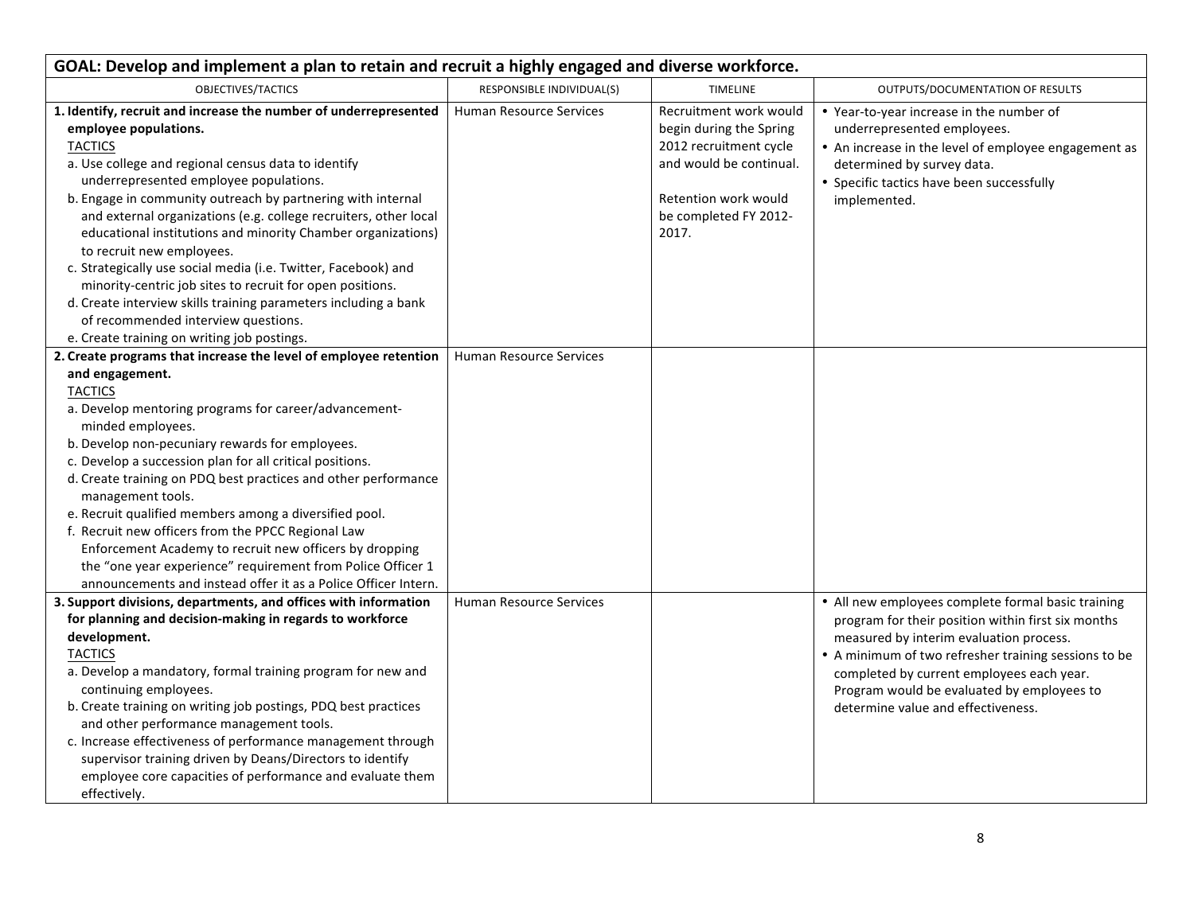| GOAL: Develop and implement a plan to retain and recruit a highly engaged and diverse workforce. | | | |
|---|---|---|---|
| OBJECTIVES/TACTICS | RESPONSIBLE INDIVIDUAL(S) | TIMELINE | OUTPUTS/DOCUMENTATION OF RESULTS |
| **1. Identify, recruit and increase the number of underrepresented employee populations.**<br>TACTICS<br>a. Use college and regional census data to identify underrepresented employee populations.<br>b. Engage in community outreach by partnering with internal and external organizations (e.g. college recruiters, other local educational institutions and minority Chamber organizations) to recruit new employees.<br>c. Strategically use social media (i.e. Twitter, Facebook) and minority-centric job sites to recruit for open positions.<br>d. Create interview skills training parameters including a bank of recommended interview questions.<br>e. Create training on writing job postings. | Human Resource Services | Recruitment work would begin during the Spring 2012 recruitment cycle and would be continual.<br><br>Retention work would be completed FY 2012-2017. | • Year-to-year increase in the number of underrepresented employees.<br>• An increase in the level of employee engagement as determined by survey data.<br>• Specific tactics have been successfully implemented. |
| **2. Create programs that increase the level of employee retention and engagement.**<br>TACTICS<br>a. Develop mentoring programs for career/advancement-minded employees.<br>b. Develop non-pecuniary rewards for employees.<br>c. Develop a succession plan for all critical positions.<br>d. Create training on PDQ best practices and other performance management tools.<br>e. Recruit qualified members among a diversified pool.<br>f. Recruit new officers from the PPCC Regional Law Enforcement Academy to recruit new officers by dropping the "one year experience" requirement from Police Officer 1 announcements and instead offer it as a Police Officer Intern. | Human Resource Services | | |
| **3. Support divisions, departments, and offices with information for planning and decision-making in regards to workforce development.**<br>TACTICS<br>a. Develop a mandatory, formal training program for new and continuing employees.<br>b. Create training on writing job postings, PDQ best practices and other performance management tools.<br>c. Increase effectiveness of performance management through supervisor training driven by Deans/Directors to identify employee core capacities of performance and evaluate them effectively. | Human Resource Services | | • All new employees complete formal basic training program for their position within first six months measured by interim evaluation process.<br>• A minimum of two refresher training sessions to be completed by current employees each year. Program would be evaluated by employees to determine value and effectiveness. |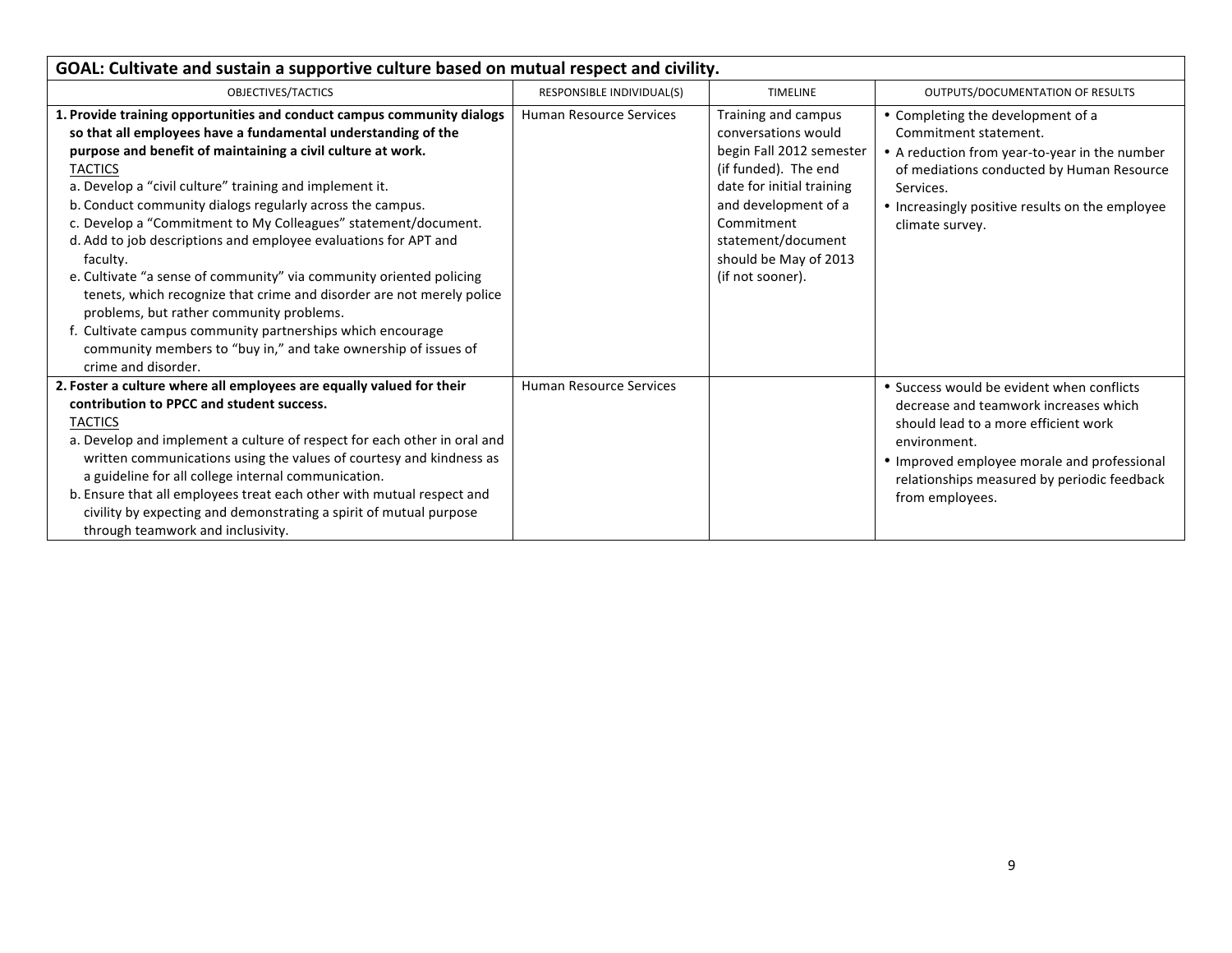| GOAL: Cultivate and sustain a supportive culture based on mutual respect and civility. | | | |
|---|---|---|---|
| OBJECTIVES/TACTICS | RESPONSIBLE INDIVIDUAL(S) | TIMELINE | OUTPUTS/DOCUMENTATION OF RESULTS |
| **1. Provide training opportunities and conduct campus community dialogs so that all employees have a fundamental understanding of the purpose and benefit of maintaining a civil culture at work.**<br>TACTICS<br>a. Develop a "civil culture" training and implement it.<br>b. Conduct community dialogs regularly across the campus.<br>c. Develop a "Commitment to My Colleagues" statement/document.<br>d. Add to job descriptions and employee evaluations for APT and faculty.<br>e. Cultivate "a sense of community" via community oriented policing tenets, which recognize that crime and disorder are not merely police problems, but rather community problems.<br>f. Cultivate campus community partnerships which encourage community members to "buy in," and take ownership of issues of crime and disorder. | Human Resource Services | Training and campus conversations would begin Fall 2012 semester (if funded). The end date for initial training and development of a Commitment statement/document should be May of 2013 (if not sooner). | • Completing the development of a Commitment statement.<br>• A reduction from year-to-year in the number of mediations conducted by Human Resource Services.<br>• Increasingly positive results on the employee climate survey. |
| **2. Foster a culture where all employees are equally valued for their contribution to PPCC and student success.**<br>TACTICS<br>a. Develop and implement a culture of respect for each other in oral and written communications using the values of courtesy and kindness as a guideline for all college internal communication.<br>b. Ensure that all employees treat each other with mutual respect and civility by expecting and demonstrating a spirit of mutual purpose through teamwork and inclusivity. | Human Resource Services | | • Success would be evident when conflicts decrease and teamwork increases which should lead to a more efficient work environment.<br>• Improved employee morale and professional relationships measured by periodic feedback from employees. |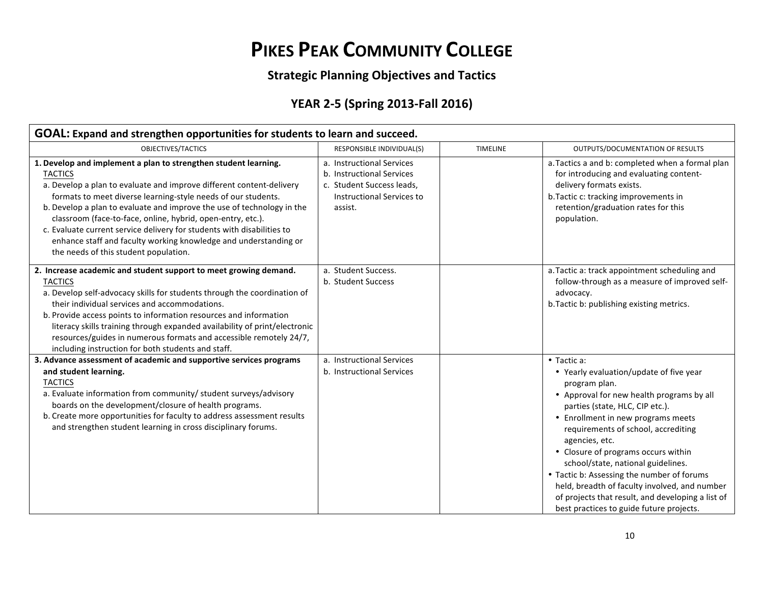# Pikes Peak Community College

## Strategic Planning Objectives and Tactics

### YEAR 2-5 (Spring 2013-Fall 2016)

| **GOAL: Expand and strengthen opportunities for students to learn and succeed.** | | | |
|---|---|---|---|
| OBJECTIVES/TACTICS | RESPONSIBLE INDIVIDUAL(S) | TIMELINE | OUTPUTS/DOCUMENTATION OF RESULTS |
| **1. Develop and implement a plan to strengthen student learning.**<br>TACTICS<br>a. Develop a plan to evaluate and improve different content-delivery formats to meet diverse learning-style needs of our students.<br>b. Develop a plan to evaluate and improve the use of technology in the classroom (face-to-face, online, hybrid, open-entry, etc.).<br>c. Evaluate current service delivery for students with disabilities to enhance staff and faculty working knowledge and understanding or the needs of this student population. | a. Instructional Services<br>b. Instructional Services<br>c. Student Success leads, Instructional Services to assist. | | a. Tactics a and b: completed when a formal plan for introducing and evaluating content-delivery formats exists.<br>b. Tactic c: tracking improvements in retention/graduation rates for this population. |
| **2. Increase academic and student support to meet growing demand.**<br>TACTICS<br>a. Develop self-advocacy skills for students through the coordination of their individual services and accommodations.<br>b. Provide access points to information resources and information literacy skills training through expanded availability of print/electronic resources/guides in numerous formats and accessible remotely 24/7, including instruction for both students and staff. | a. Student Success.<br>b. Student Success | | a. Tactic a: track appointment scheduling and follow-through as a measure of improved self-advocacy.<br>b. Tactic b: publishing existing metrics. |
| **3. Advance assessment of academic and supportive services programs and student learning.**<br>TACTICS<br>a. Evaluate information from community/ student surveys/advisory boards on the development/closure of health programs.<br>b. Create more opportunities for faculty to address assessment results and strengthen student learning in cross disciplinary forums. | a. Instructional Services<br>b. Instructional Services | | • Tactic a:<br>• Yearly evaluation/update of five year program plan.<br>• Approval for new health programs by all parties (state, HLC, CIP etc.).<br>• Enrollment in new programs meets requirements of school, accrediting agencies, etc.<br>• Closure of programs occurs within school/state, national guidelines.<br>• Tactic b: Assessing the number of forums held, breadth of faculty involved, and number of projects that result, and developing a list of best practices to guide future projects. |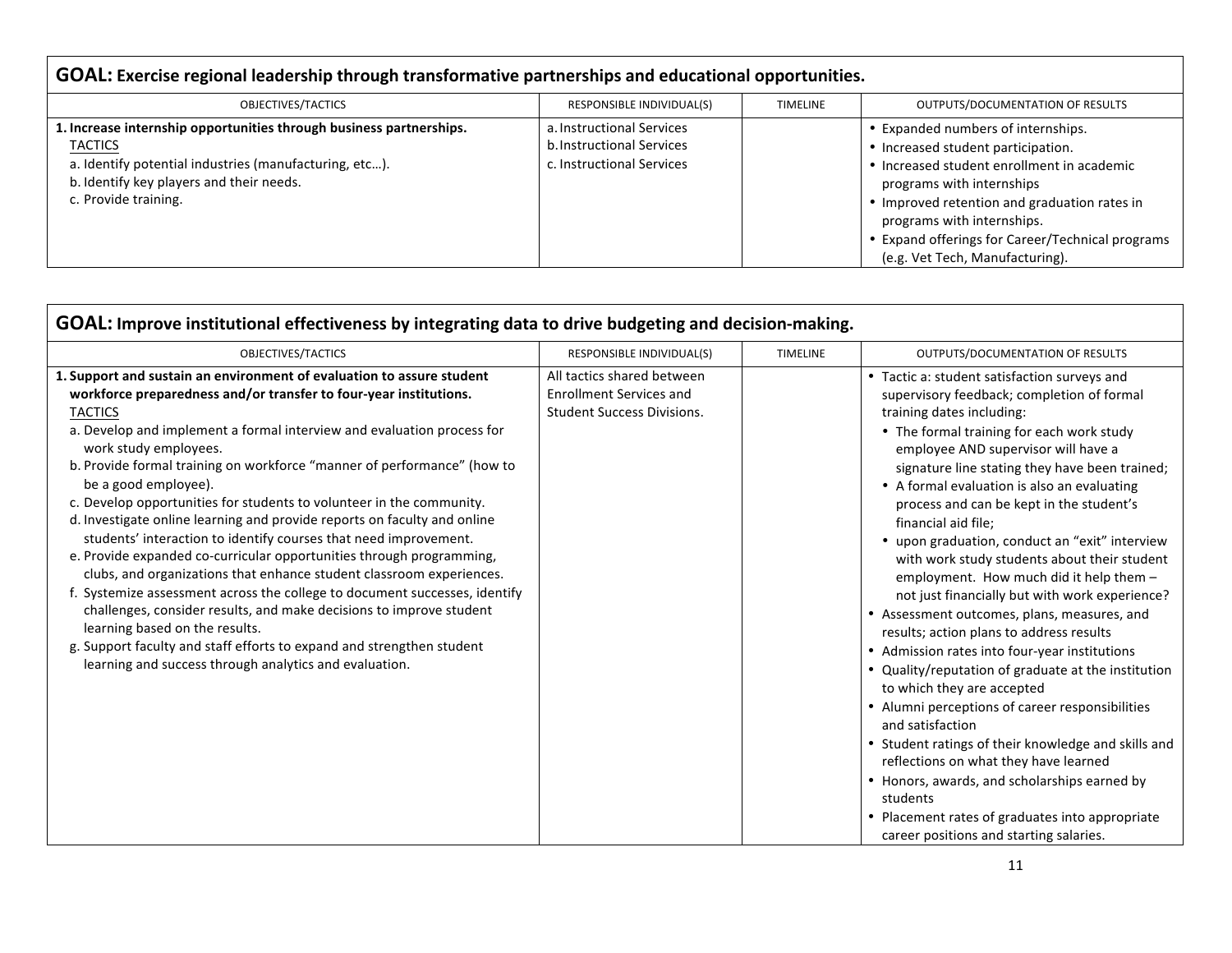## GOAL: Exercise regional leadership through transformative partnerships and educational opportunities.

| OBJECTIVES/TACTICS | RESPONSIBLE INDIVIDUAL(S) | TIMELINE | OUTPUTS/DOCUMENTATION OF RESULTS |
|---|---|---|---|
| **1. Increase internship opportunities through business partnerships.**<br>TACTICS<br>a. Identify potential industries (manufacturing, etc…).<br>b. Identify key players and their needs.<br>c. Provide training. | a. Instructional Services<br>b. Instructional Services<br>c. Instructional Services | | • Expanded numbers of internships.<br>• Increased student participation.<br>• Increased student enrollment in academic programs with internships<br>• Improved retention and graduation rates in programs with internships.<br>• Expand offerings for Career/Technical programs (e.g. Vet Tech, Manufacturing). |

## GOAL: Improve institutional effectiveness by integrating data to drive budgeting and decision-making.

| OBJECTIVES/TACTICS | RESPONSIBLE INDIVIDUAL(S) | TIMELINE | OUTPUTS/DOCUMENTATION OF RESULTS |
|---|---|---|---|
| **1. Support and sustain an environment of evaluation to assure student workforce preparedness and/or transfer to four-year institutions.**<br>TACTICS<br>a. Develop and implement a formal interview and evaluation process for work study employees.<br>b. Provide formal training on workforce "manner of performance" (how to be a good employee).<br>c. Develop opportunities for students to volunteer in the community.<br>d. Investigate online learning and provide reports on faculty and online students' interaction to identify courses that need improvement.<br>e. Provide expanded co-curricular opportunities through programming, clubs, and organizations that enhance student classroom experiences.<br>f. Systemize assessment across the college to document successes, identify challenges, consider results, and make decisions to improve student learning based on the results.<br>g. Support faculty and staff efforts to expand and strengthen student learning and success through analytics and evaluation. | All tactics shared between Enrollment Services and Student Success Divisions. | | • Tactic a: student satisfaction surveys and supervisory feedback; completion of formal training dates including:<br>&nbsp;&nbsp;• The formal training for each work study employee AND supervisor will have a signature line stating they have been trained;<br>&nbsp;&nbsp;• A formal evaluation is also an evaluating process and can be kept in the student's financial aid file;<br>&nbsp;&nbsp;• upon graduation, conduct an "exit" interview with work study students about their student employment. How much did it help them – not just financially but with work experience?<br>• Assessment outcomes, plans, measures, and results; action plans to address results<br>• Admission rates into four-year institutions<br>• Quality/reputation of graduate at the institution to which they are accepted<br>• Alumni perceptions of career responsibilities and satisfaction<br>• Student ratings of their knowledge and skills and reflections on what they have learned<br>• Honors, awards, and scholarships earned by students<br>• Placement rates of graduates into appropriate career positions and starting salaries. |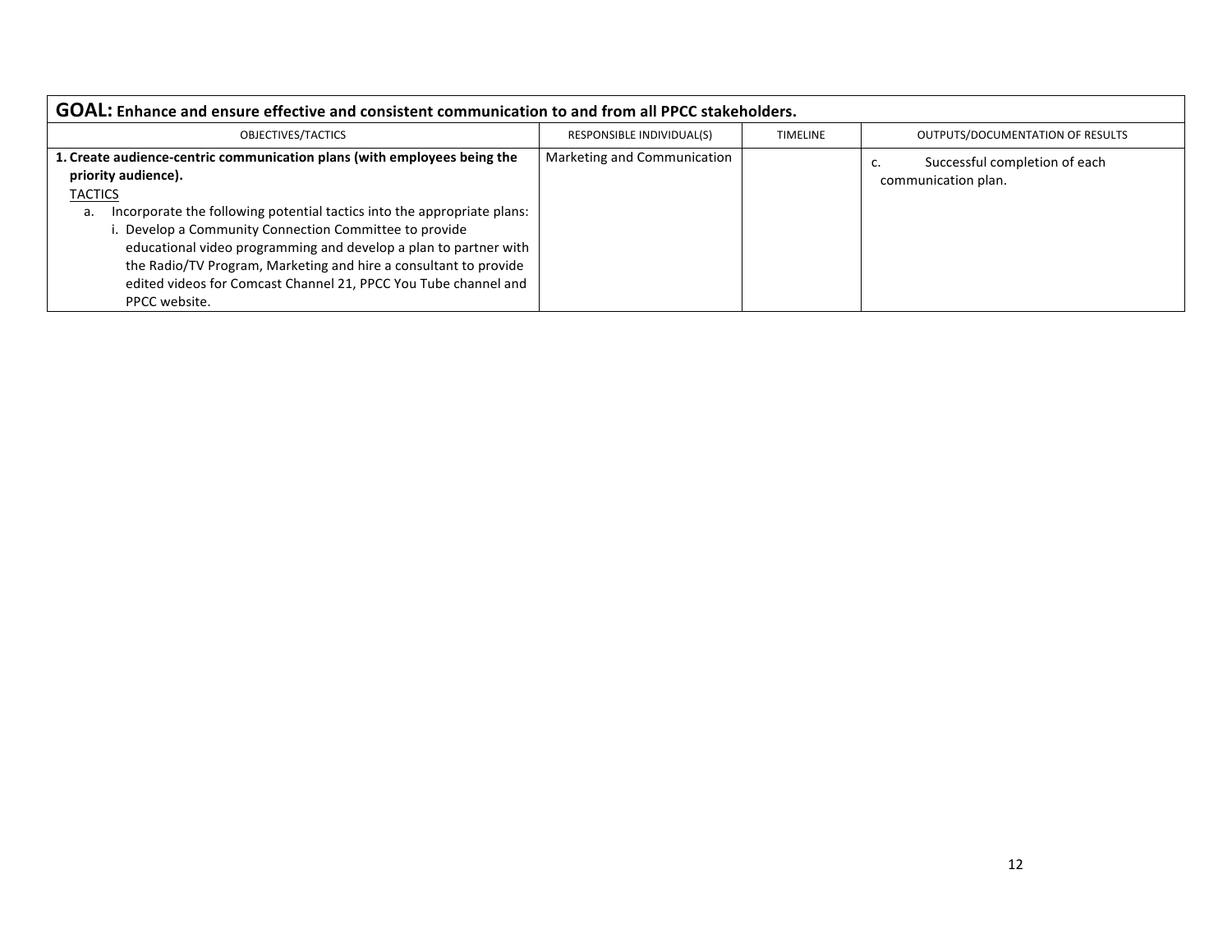| GOAL: Enhance and ensure effective and consistent communication to and from all PPCC stakeholders. | | | |
|---|---|---|---|
| OBJECTIVES/TACTICS | RESPONSIBLE INDIVIDUAL(S) | TIMELINE | OUTPUTS/DOCUMENTATION OF RESULTS |
| **1. Create audience-centric communication plans (with employees being the priority audience).**<br>TACTICS<br>a. Incorporate the following potential tactics into the appropriate plans:<br>i. Develop a Community Connection Committee to provide educational video programming and develop a plan to partner with the Radio/TV Program, Marketing and hire a consultant to provide edited videos for Comcast Channel 21, PPCC You Tube channel and PPCC website. | Marketing and Communication | | c. Successful completion of each communication plan. |